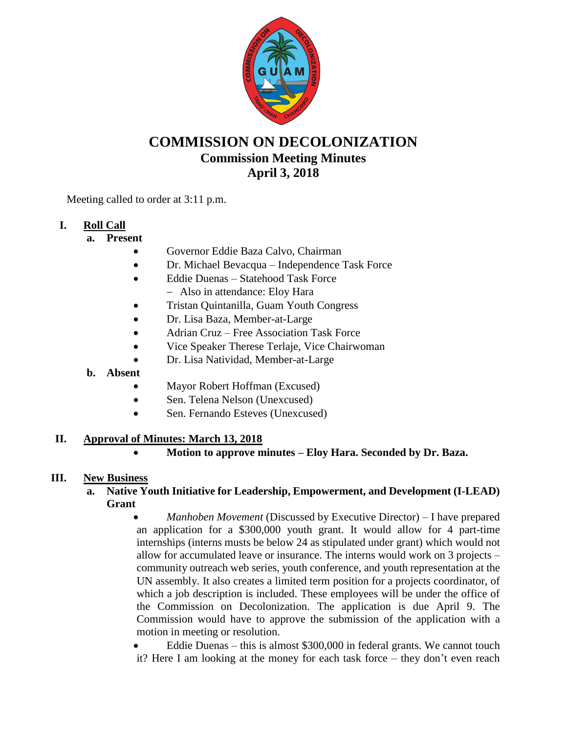# COMMISSION ON DECOLONIZATION

## Commission Meeting Minutes

## April 3, 2018

Meeting called to order at 3:11 p.m.

**I. Roll Call**

**a. Present**

- Governor Eddie Baza Calvo, Chairman
- Dr. Michael Bevacqua – Independence Task Force
- Eddie Duenas – Statehood Task Force
  - Also in attendance: Eloy Hara
- Tristan Quintanilla, Guam Youth Congress
- Dr. Lisa Baza, Member-at-Large
- Adrian Cruz – Free Association Task Force
- Vice Speaker Therese Terlaje, Vice Chairwoman
- Dr. Lisa Natividad, Member-at-Large

**b. Absent**

- Mayor Robert Hoffman (Excused)
- Sen. Telena Nelson (Unexcused)
- Sen. Fernando Esteves (Unexcused)

**II. Approval of Minutes: March 13, 2018**

- **Motion to approve minutes – Eloy Hara. Seconded by Dr. Baza.**

**III. New Business**

**a. Native Youth Initiative for Leadership, Empowerment, and Development (I-LEAD) Grant**

- *Manhoben Movement* (Discussed by Executive Director) – I have prepared an application for a $300,000 youth grant. It would allow for 4 part-time internships (interns musts be below 24 as stipulated under grant) which would not allow for accumulated leave or insurance. The interns would work on 3 projects – community outreach web series, youth conference, and youth representation at the UN assembly. It also creates a limited term position for a projects coordinator, of which a job description is included. These employees will be under the office of the Commission on Decolonization. The application is due April 9. The Commission would have to approve the submission of the application with a motion in meeting or resolution.
- Eddie Duenas – this is almost $300,000 in federal grants. We cannot touch it? Here I am looking at the money for each task force – they don't even reach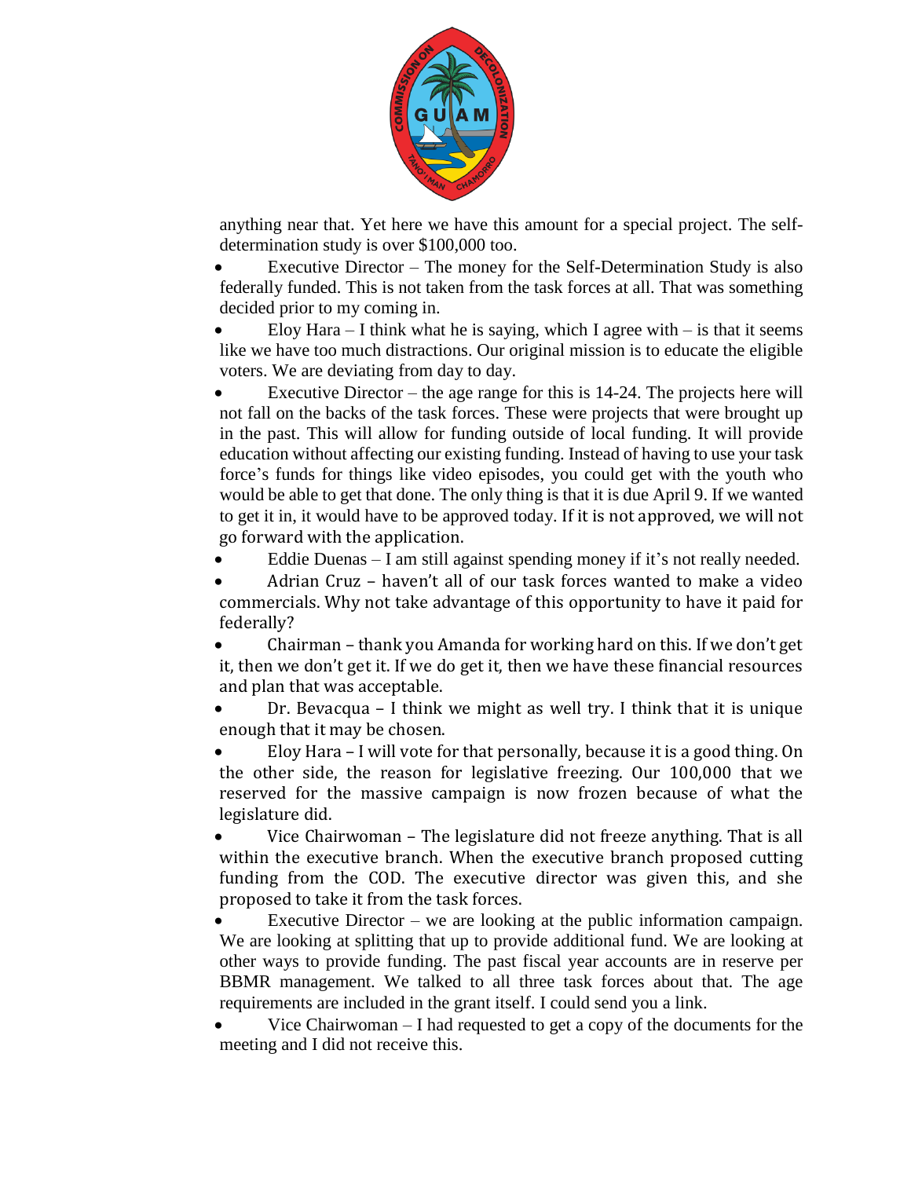anything near that. Yet here we have this amount for a special project. The self-determination study is over $100,000 too.

- Executive Director – The money for the Self-Determination Study is also federally funded. This is not taken from the task forces at all. That was something decided prior to my coming in.
- Eloy Hara – I think what he is saying, which I agree with – is that it seems like we have too much distractions. Our original mission is to educate the eligible voters. We are deviating from day to day.
- Executive Director – the age range for this is 14-24. The projects here will not fall on the backs of the task forces. These were projects that were brought up in the past. This will allow for funding outside of local funding. It will provide education without affecting our existing funding. Instead of having to use your task force's funds for things like video episodes, you could get with the youth who would be able to get that done. The only thing is that it is due April 9. If we wanted to get it in, it would have to be approved today. If it is not approved, we will not go forward with the application.
- Eddie Duenas – I am still against spending money if it's not really needed.
- Adrian Cruz – haven't all of our task forces wanted to make a video commercials. Why not take advantage of this opportunity to have it paid for federally?
- Chairman – thank you Amanda for working hard on this. If we don't get it, then we don't get it. If we do get it, then we have these financial resources and plan that was acceptable.
- Dr. Bevacqua – I think we might as well try. I think that it is unique enough that it may be chosen.
- Eloy Hara – I will vote for that personally, because it is a good thing. On the other side, the reason for legislative freezing. Our 100,000 that we reserved for the massive campaign is now frozen because of what the legislature did.
- Vice Chairwoman – The legislature did not freeze anything. That is all within the executive branch. When the executive branch proposed cutting funding from the COD. The executive director was given this, and she proposed to take it from the task forces.
- Executive Director – we are looking at the public information campaign. We are looking at splitting that up to provide additional fund. We are looking at other ways to provide funding. The past fiscal year accounts are in reserve per BBMR management. We talked to all three task forces about that. The age requirements are included in the grant itself. I could send you a link.
- Vice Chairwoman – I had requested to get a copy of the documents for the meeting and I did not receive this.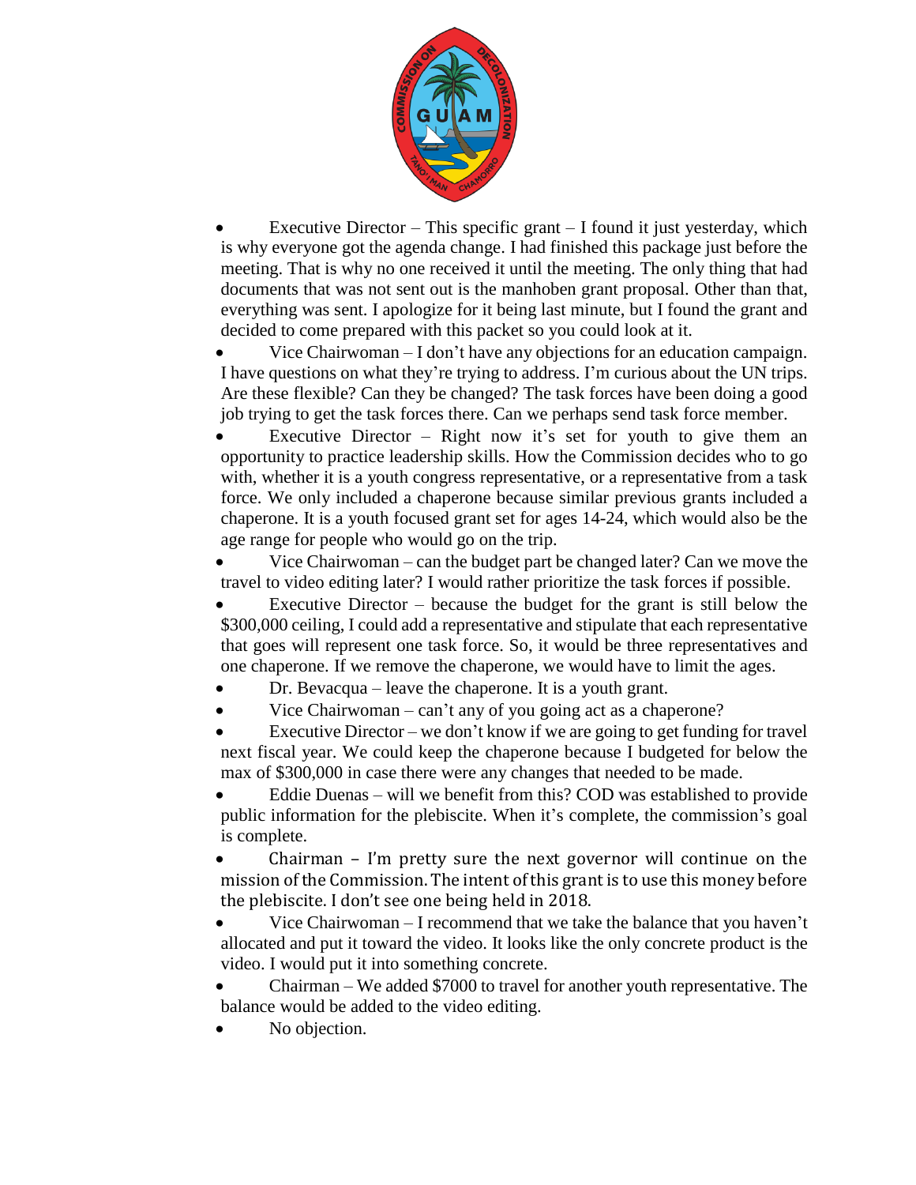- Executive Director – This specific grant – I found it just yesterday, which is why everyone got the agenda change. I had finished this package just before the meeting. That is why no one received it until the meeting. The only thing that had documents that was not sent out is the manhoben grant proposal. Other than that, everything was sent. I apologize for it being last minute, but I found the grant and decided to come prepared with this packet so you could look at it.
- Vice Chairwoman – I don't have any objections for an education campaign. I have questions on what they're trying to address. I'm curious about the UN trips. Are these flexible? Can they be changed? The task forces have been doing a good job trying to get the task forces there. Can we perhaps send task force member.
- Executive Director – Right now it's set for youth to give them an opportunity to practice leadership skills. How the Commission decides who to go with, whether it is a youth congress representative, or a representative from a task force. We only included a chaperone because similar previous grants included a chaperone. It is a youth focused grant set for ages 14-24, which would also be the age range for people who would go on the trip.
- Vice Chairwoman – can the budget part be changed later? Can we move the travel to video editing later? I would rather prioritize the task forces if possible.
- Executive Director – because the budget for the grant is still below the $300,000 ceiling, I could add a representative and stipulate that each representative that goes will represent one task force. So, it would be three representatives and one chaperone. If we remove the chaperone, we would have to limit the ages.
- Dr. Bevacqua – leave the chaperone. It is a youth grant.
- Vice Chairwoman – can't any of you going act as a chaperone?
- Executive Director – we don't know if we are going to get funding for travel next fiscal year. We could keep the chaperone because I budgeted for below the max of $300,000 in case there were any changes that needed to be made.
- Eddie Duenas – will we benefit from this? COD was established to provide public information for the plebiscite. When it's complete, the commission's goal is complete.
- Chairman – I'm pretty sure the next governor will continue on the mission of the Commission. The intent of this grant is to use this money before the plebiscite. I don't see one being held in 2018.
- Vice Chairwoman – I recommend that we take the balance that you haven't allocated and put it toward the video. It looks like the only concrete product is the video. I would put it into something concrete.
- Chairman – We added $7000 to travel for another youth representative. The balance would be added to the video editing.
- No objection.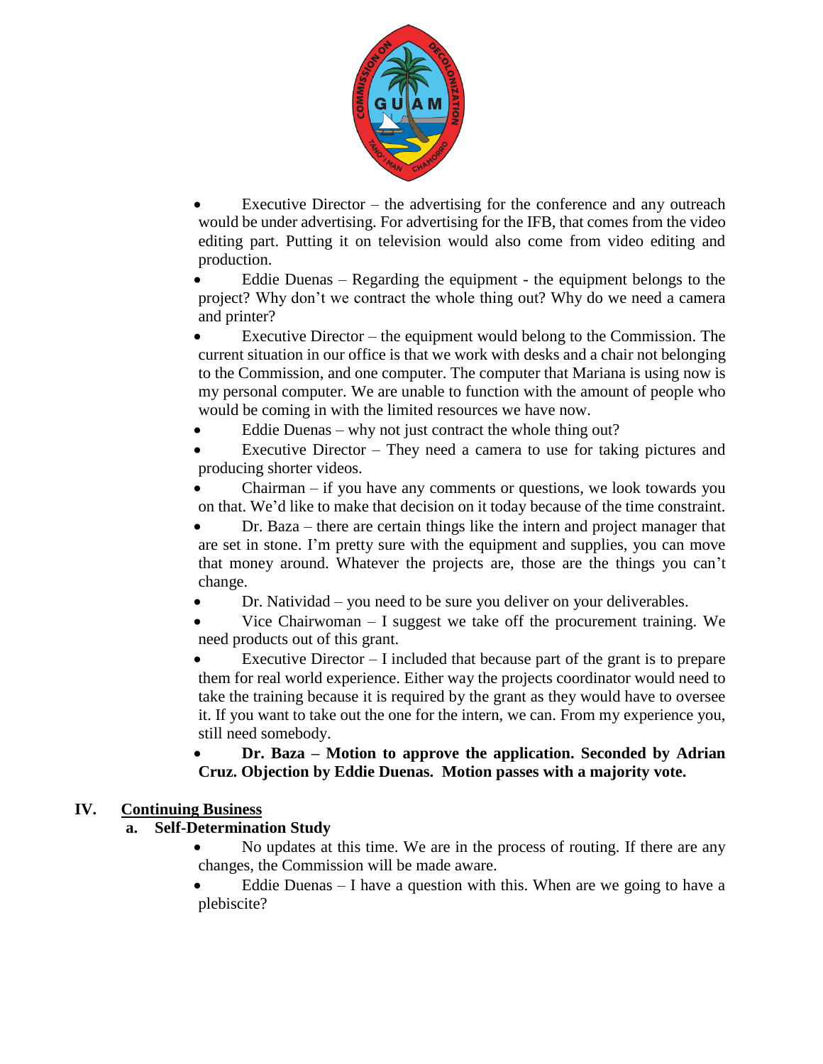- Executive Director – the advertising for the conference and any outreach would be under advertising. For advertising for the IFB, that comes from the video editing part. Putting it on television would also come from video editing and production.
- Eddie Duenas – Regarding the equipment - the equipment belongs to the project? Why don't we contract the whole thing out? Why do we need a camera and printer?
- Executive Director – the equipment would belong to the Commission. The current situation in our office is that we work with desks and a chair not belonging to the Commission, and one computer. The computer that Mariana is using now is my personal computer. We are unable to function with the amount of people who would be coming in with the limited resources we have now.
- Eddie Duenas – why not just contract the whole thing out?
- Executive Director – They need a camera to use for taking pictures and producing shorter videos.
- Chairman – if you have any comments or questions, we look towards you on that. We'd like to make that decision on it today because of the time constraint.
- Dr. Baza – there are certain things like the intern and project manager that are set in stone. I'm pretty sure with the equipment and supplies, you can move that money around. Whatever the projects are, those are the things you can't change.
- Dr. Natividad – you need to be sure you deliver on your deliverables.
- Vice Chairwoman – I suggest we take off the procurement training. We need products out of this grant.
- Executive Director – I included that because part of the grant is to prepare them for real world experience. Either way the projects coordinator would need to take the training because it is required by the grant as they would have to oversee it. If you want to take out the one for the intern, we can. From my experience you, still need somebody.
- **Dr. Baza – Motion to approve the application. Seconded by Adrian Cruz. Objection by Eddie Duenas. Motion passes with a majority vote.**

## IV. Continuing Business

### a. Self-Determination Study

- No updates at this time. We are in the process of routing. If there are any changes, the Commission will be made aware.
- Eddie Duenas – I have a question with this. When are we going to have a plebiscite?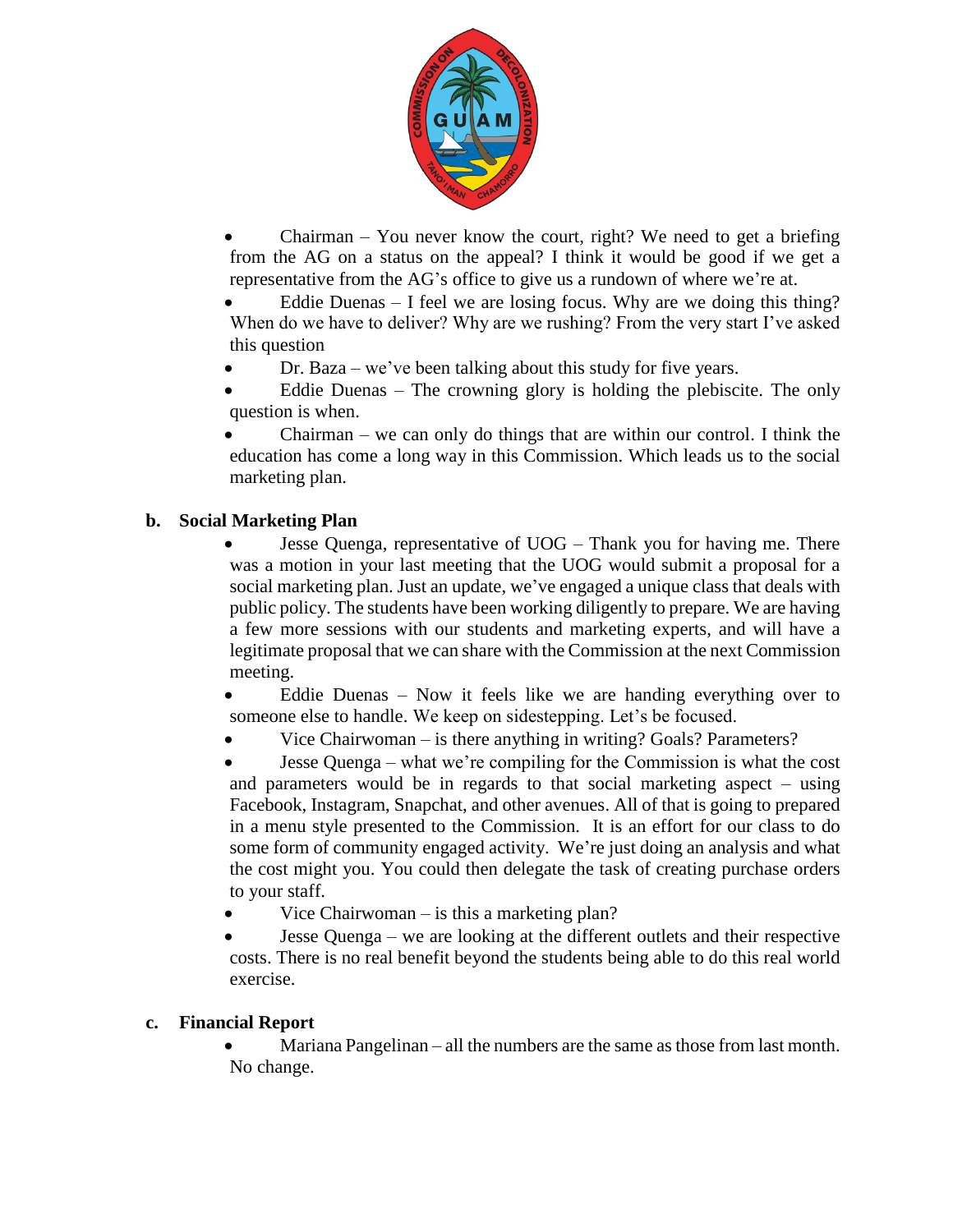- Chairman – You never know the court, right? We need to get a briefing from the AG on a status on the appeal? I think it would be good if we get a representative from the AG's office to give us a rundown of where we're at.
- Eddie Duenas – I feel we are losing focus. Why are we doing this thing? When do we have to deliver? Why are we rushing? From the very start I've asked this question
- Dr. Baza – we've been talking about this study for five years.
- Eddie Duenas – The crowning glory is holding the plebiscite. The only question is when.
- Chairman – we can only do things that are within our control. I think the education has come a long way in this Commission. Which leads us to the social marketing plan.

**b. Social Marketing Plan**

- Jesse Quenga, representative of UOG – Thank you for having me. There was a motion in your last meeting that the UOG would submit a proposal for a social marketing plan. Just an update, we've engaged a unique class that deals with public policy. The students have been working diligently to prepare. We are having a few more sessions with our students and marketing experts, and will have a legitimate proposal that we can share with the Commission at the next Commission meeting.
- Eddie Duenas – Now it feels like we are handing everything over to someone else to handle. We keep on sidestepping. Let's be focused.
- Vice Chairwoman – is there anything in writing? Goals? Parameters?
- Jesse Quenga – what we're compiling for the Commission is what the cost and parameters would be in regards to that social marketing aspect – using Facebook, Instagram, Snapchat, and other avenues. All of that is going to prepared in a menu style presented to the Commission. It is an effort for our class to do some form of community engaged activity. We're just doing an analysis and what the cost might you. You could then delegate the task of creating purchase orders to your staff.
- Vice Chairwoman – is this a marketing plan?
- Jesse Quenga – we are looking at the different outlets and their respective costs. There is no real benefit beyond the students being able to do this real world exercise.

**c. Financial Report**

- Mariana Pangelinan – all the numbers are the same as those from last month. No change.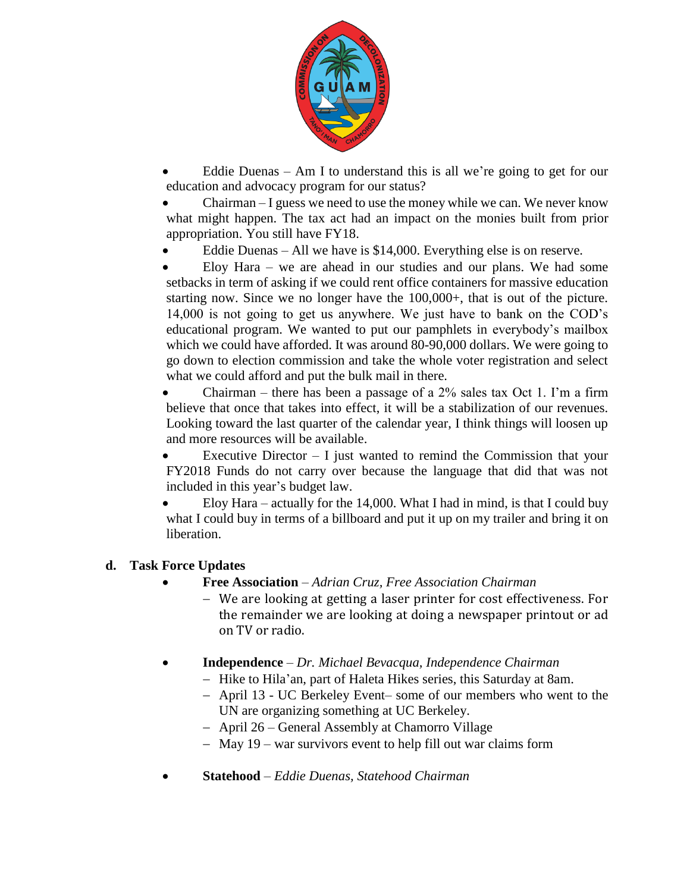- Eddie Duenas – Am I to understand this is all we're going to get for our education and advocacy program for our status?
- Chairman – I guess we need to use the money while we can. We never know what might happen. The tax act had an impact on the monies built from prior appropriation. You still have FY18.
- Eddie Duenas – All we have is $14,000. Everything else is on reserve.
- Eloy Hara – we are ahead in our studies and our plans. We had some setbacks in term of asking if we could rent office containers for massive education starting now. Since we no longer have the 100,000+, that is out of the picture. 14,000 is not going to get us anywhere. We just have to bank on the COD's educational program. We wanted to put our pamphlets in everybody's mailbox which we could have afforded. It was around 80-90,000 dollars. We were going to go down to election commission and take the whole voter registration and select what we could afford and put the bulk mail in there.
- Chairman – there has been a passage of a 2% sales tax Oct 1. I'm a firm believe that once that takes into effect, it will be a stabilization of our revenues. Looking toward the last quarter of the calendar year, I think things will loosen up and more resources will be available.
- Executive Director – I just wanted to remind the Commission that your FY2018 Funds do not carry over because the language that did that was not included in this year's budget law.
- Eloy Hara – actually for the 14,000. What I had in mind, is that I could buy what I could buy in terms of a billboard and put it up on my trailer and bring it on liberation.

**d. Task Force Updates**

- **Free Association** – *Adrian Cruz, Free Association Chairman*
  - We are looking at getting a laser printer for cost effectiveness. For the remainder we are looking at doing a newspaper printout or ad on TV or radio.
- **Independence** – *Dr. Michael Bevacqua, Independence Chairman*
  - Hike to Hila'an, part of Haleta Hikes series, this Saturday at 8am.
  - April 13 - UC Berkeley Event– some of our members who went to the UN are organizing something at UC Berkeley.
  - April 26 – General Assembly at Chamorro Village
  - May 19 – war survivors event to help fill out war claims form
- **Statehood** – *Eddie Duenas, Statehood Chairman*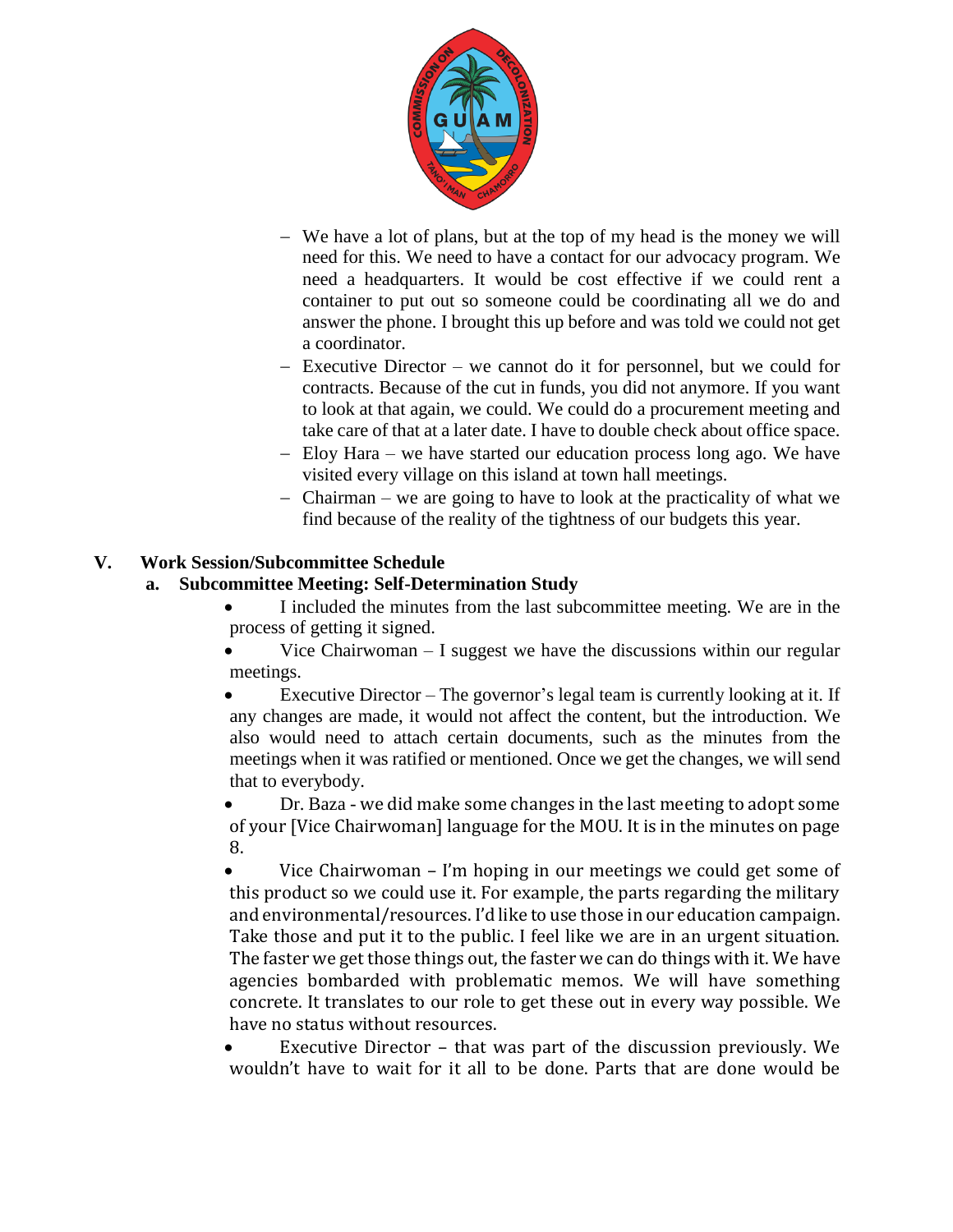- We have a lot of plans, but at the top of my head is the money we will need for this. We need to have a contact for our advocacy program. We need a headquarters. It would be cost effective if we could rent a container to put out so someone could be coordinating all we do and answer the phone. I brought this up before and was told we could not get a coordinator.
- Executive Director – we cannot do it for personnel, but we could for contracts. Because of the cut in funds, you did not anymore. If you want to look at that again, we could. We could do a procurement meeting and take care of that at a later date. I have to double check about office space.
- Eloy Hara – we have started our education process long ago. We have visited every village on this island at town hall meetings.
- Chairman – we are going to have to look at the practicality of what we find because of the reality of the tightness of our budgets this year.

## V. Work Session/Subcommittee Schedule

### a. Subcommittee Meeting: Self-Determination Study

- I included the minutes from the last subcommittee meeting. We are in the process of getting it signed.
- Vice Chairwoman – I suggest we have the discussions within our regular meetings.
- Executive Director – The governor's legal team is currently looking at it. If any changes are made, it would not affect the content, but the introduction. We also would need to attach certain documents, such as the minutes from the meetings when it was ratified or mentioned. Once we get the changes, we will send that to everybody.
- Dr. Baza - we did make some changes in the last meeting to adopt some of your [Vice Chairwoman] language for the MOU. It is in the minutes on page 8.
- Vice Chairwoman – I'm hoping in our meetings we could get some of this product so we could use it. For example, the parts regarding the military and environmental/resources. I'd like to use those in our education campaign. Take those and put it to the public. I feel like we are in an urgent situation. The faster we get those things out, the faster we can do things with it. We have agencies bombarded with problematic memos. We will have something concrete. It translates to our role to get these out in every way possible. We have no status without resources.
- Executive Director – that was part of the discussion previously. We wouldn't have to wait for it all to be done. Parts that are done would be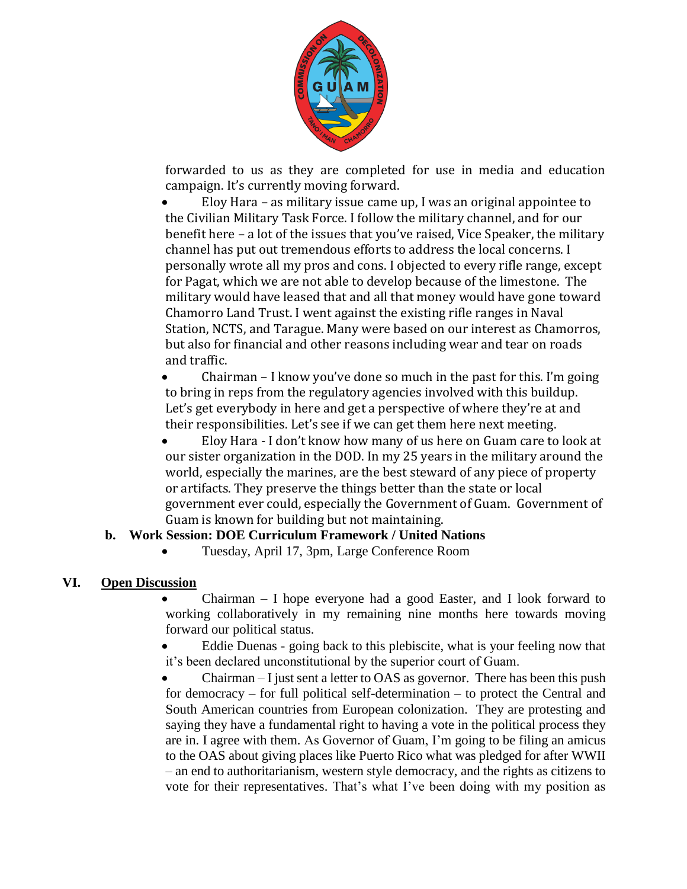forwarded to us as they are completed for use in media and education campaign. It's currently moving forward.

- Eloy Hara – as military issue came up, I was an original appointee to the Civilian Military Task Force. I follow the military channel, and for our benefit here – a lot of the issues that you've raised, Vice Speaker, the military channel has put out tremendous efforts to address the local concerns. I personally wrote all my pros and cons. I objected to every rifle range, except for Pagat, which we are not able to develop because of the limestone. The military would have leased that and all that money would have gone toward Chamorro Land Trust. I went against the existing rifle ranges in Naval Station, NCTS, and Tarague. Many were based on our interest as Chamorros, but also for financial and other reasons including wear and tear on roads and traffic.
- Chairman – I know you've done so much in the past for this. I'm going to bring in reps from the regulatory agencies involved with this buildup. Let's get everybody in here and get a perspective of where they're at and their responsibilities. Let's see if we can get them here next meeting.
- Eloy Hara - I don't know how many of us here on Guam care to look at our sister organization in the DOD. In my 25 years in the military around the world, especially the marines, are the best steward of any piece of property or artifacts. They preserve the things better than the state or local government ever could, especially the Government of Guam. Government of Guam is known for building but not maintaining.

**b. Work Session: DOE Curriculum Framework / United Nations**

- Tuesday, April 17, 3pm, Large Conference Room

## VI. Open Discussion

- Chairman – I hope everyone had a good Easter, and I look forward to working collaboratively in my remaining nine months here towards moving forward our political status.
- Eddie Duenas - going back to this plebiscite, what is your feeling now that it's been declared unconstitutional by the superior court of Guam.
- Chairman – I just sent a letter to OAS as governor. There has been this push for democracy – for full political self-determination – to protect the Central and South American countries from European colonization. They are protesting and saying they have a fundamental right to having a vote in the political process they are in. I agree with them. As Governor of Guam, I'm going to be filing an amicus to the OAS about giving places like Puerto Rico what was pledged for after WWII – an end to authoritarianism, western style democracy, and the rights as citizens to vote for their representatives. That's what I've been doing with my position as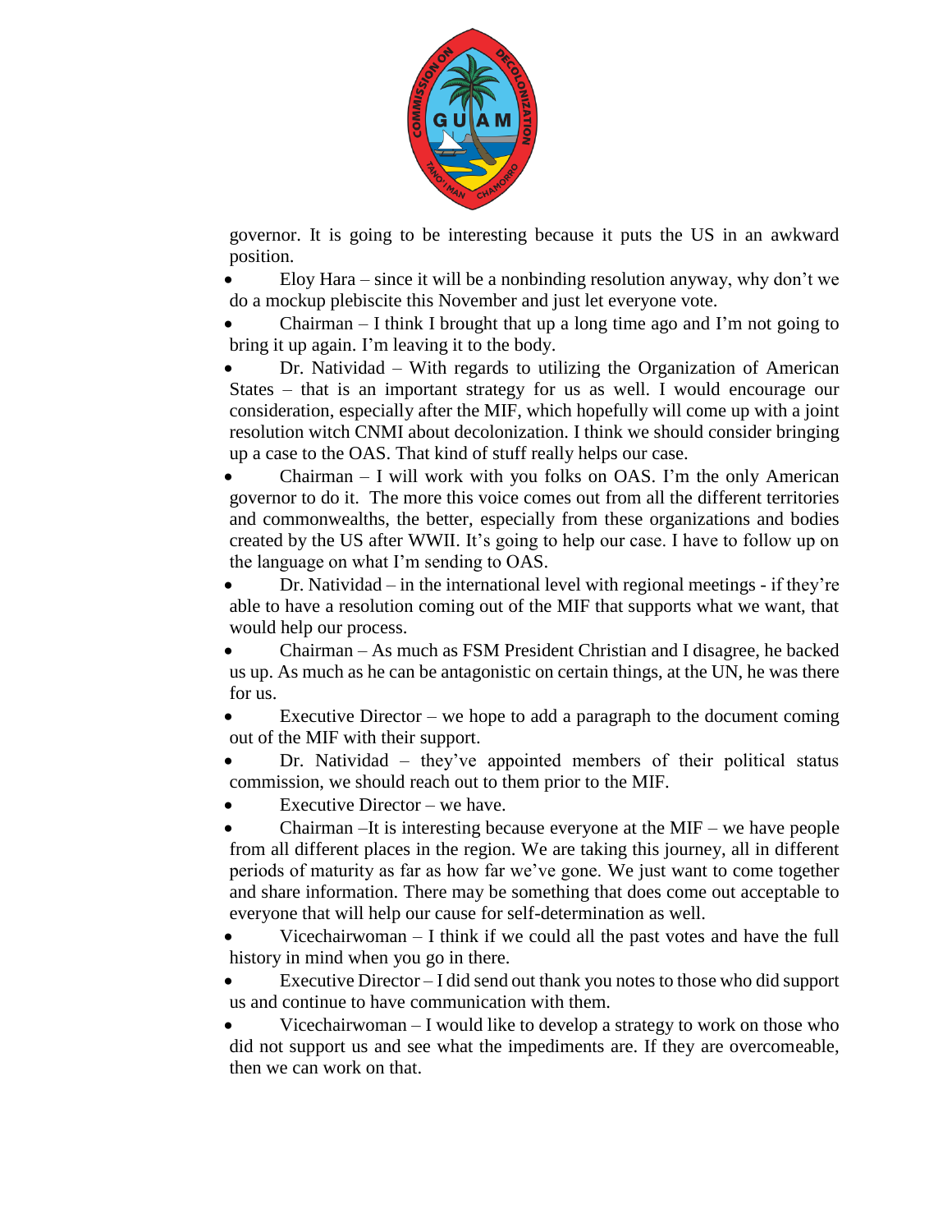governor. It is going to be interesting because it puts the US in an awkward position.

- Eloy Hara – since it will be a nonbinding resolution anyway, why don't we do a mockup plebiscite this November and just let everyone vote.
- Chairman – I think I brought that up a long time ago and I'm not going to bring it up again. I'm leaving it to the body.
- Dr. Natividad – With regards to utilizing the Organization of American States – that is an important strategy for us as well. I would encourage our consideration, especially after the MIF, which hopefully will come up with a joint resolution witch CNMI about decolonization. I think we should consider bringing up a case to the OAS. That kind of stuff really helps our case.
- Chairman – I will work with you folks on OAS. I'm the only American governor to do it. The more this voice comes out from all the different territories and commonwealths, the better, especially from these organizations and bodies created by the US after WWII. It's going to help our case. I have to follow up on the language on what I'm sending to OAS.
- Dr. Natividad – in the international level with regional meetings - if they're able to have a resolution coming out of the MIF that supports what we want, that would help our process.
- Chairman – As much as FSM President Christian and I disagree, he backed us up. As much as he can be antagonistic on certain things, at the UN, he was there for us.
- Executive Director – we hope to add a paragraph to the document coming out of the MIF with their support.
- Dr. Natividad – they've appointed members of their political status commission, we should reach out to them prior to the MIF.
- Executive Director – we have.
- Chairman –It is interesting because everyone at the MIF – we have people from all different places in the region. We are taking this journey, all in different periods of maturity as far as how far we've gone. We just want to come together and share information. There may be something that does come out acceptable to everyone that will help our cause for self-determination as well.
- Vicechairwoman – I think if we could all the past votes and have the full history in mind when you go in there.
- Executive Director – I did send out thank you notes to those who did support us and continue to have communication with them.
- Vicechairwoman – I would like to develop a strategy to work on those who did not support us and see what the impediments are. If they are overcomeable, then we can work on that.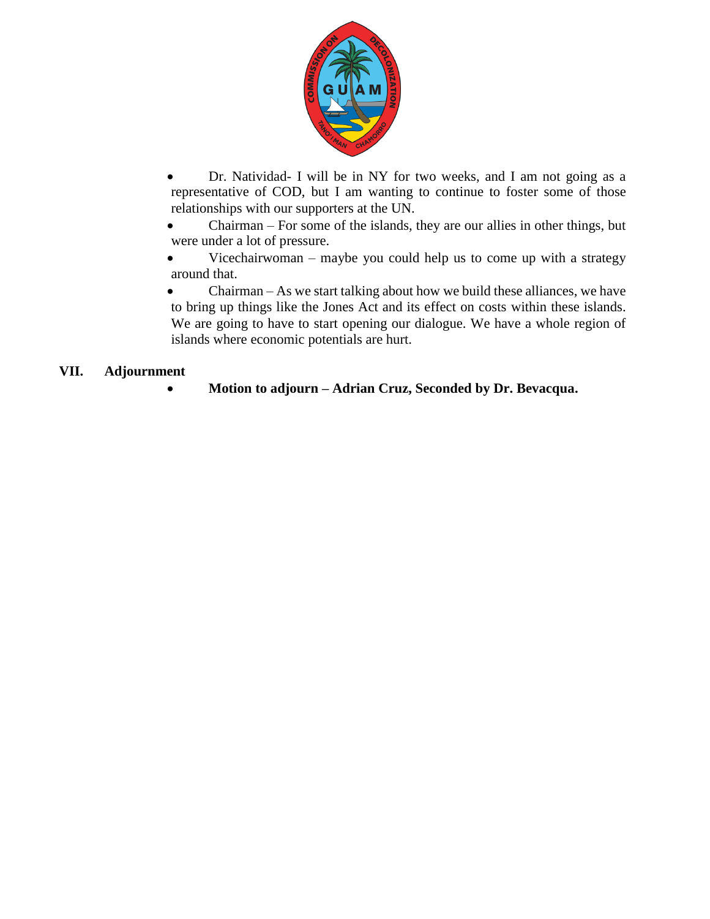- Dr. Natividad- I will be in NY for two weeks, and I am not going as a representative of COD, but I am wanting to continue to foster some of those relationships with our supporters at the UN.
- Chairman – For some of the islands, they are our allies in other things, but were under a lot of pressure.
- Vicechairwoman – maybe you could help us to come up with a strategy around that.
- Chairman – As we start talking about how we build these alliances, we have to bring up things like the Jones Act and its effect on costs within these islands. We are going to have to start opening our dialogue. We have a whole region of islands where economic potentials are hurt.

## VII. Adjournment

- **Motion to adjourn – Adrian Cruz, Seconded by Dr. Bevacqua.**